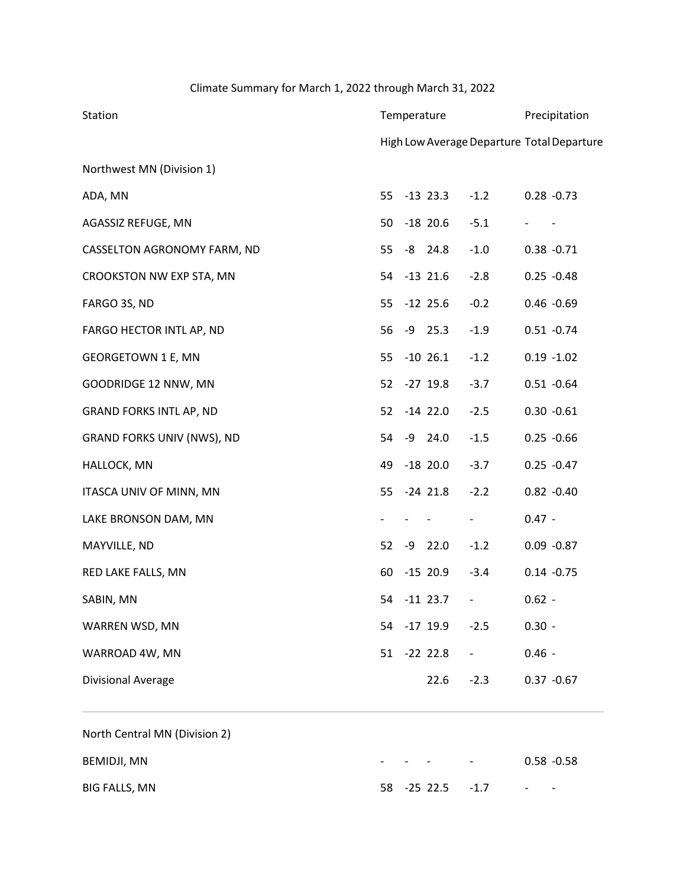# Climate Summary for March 1, 2022 through March 31, 2022

| Station | Temperature | | | | Precipitation | |
|---|---|---|---|---|---|---|
| | High | Low | Average | Departure | Total | Departure |
| **Northwest MN (Division 1)** | | | | | | |
| ADA, MN | 55 | -13 | 23.3 | -1.2 | 0.28 | -0.73 |
| AGASSIZ REFUGE, MN | 50 | -18 | 20.6 | -5.1 | - | - |
| CASSELTON AGRONOMY FARM, ND | 55 | -8 | 24.8 | -1.0 | 0.38 | -0.71 |
| CROOKSTON NW EXP STA, MN | 54 | -13 | 21.6 | -2.8 | 0.25 | -0.48 |
| FARGO 3S, ND | 55 | -12 | 25.6 | -0.2 | 0.46 | -0.69 |
| FARGO HECTOR INTL AP, ND | 56 | -9 | 25.3 | -1.9 | 0.51 | -0.74 |
| GEORGETOWN 1 E, MN | 55 | -10 | 26.1 | -1.2 | 0.19 | -1.02 |
| GOODRIDGE 12 NNW, MN | 52 | -27 | 19.8 | -3.7 | 0.51 | -0.64 |
| GRAND FORKS INTL AP, ND | 52 | -14 | 22.0 | -2.5 | 0.30 | -0.61 |
| GRAND FORKS UNIV (NWS), ND | 54 | -9 | 24.0 | -1.5 | 0.25 | -0.66 |
| HALLOCK, MN | 49 | -18 | 20.0 | -3.7 | 0.25 | -0.47 |
| ITASCA UNIV OF MINN, MN | 55 | -24 | 21.8 | -2.2 | 0.82 | -0.40 |
| LAKE BRONSON DAM, MN | - | - | - | - | 0.47 | - |
| MAYVILLE, ND | 52 | -9 | 22.0 | -1.2 | 0.09 | -0.87 |
| RED LAKE FALLS, MN | 60 | -15 | 20.9 | -3.4 | 0.14 | -0.75 |
| SABIN, MN | 54 | -11 | 23.7 | - | 0.62 | - |
| WARREN WSD, MN | 54 | -17 | 19.9 | -2.5 | 0.30 | - |
| WARROAD 4W, MN | 51 | -22 | 22.8 | - | 0.46 | - |
| Divisional Average | | | 22.6 | -2.3 | 0.37 | -0.67 |
| **North Central MN (Division 2)** | | | | | | |
| BEMIDJI, MN | - | - | - | - | 0.58 | -0.58 |
| BIG FALLS, MN | 58 | -25 | 22.5 | -1.7 | - | - |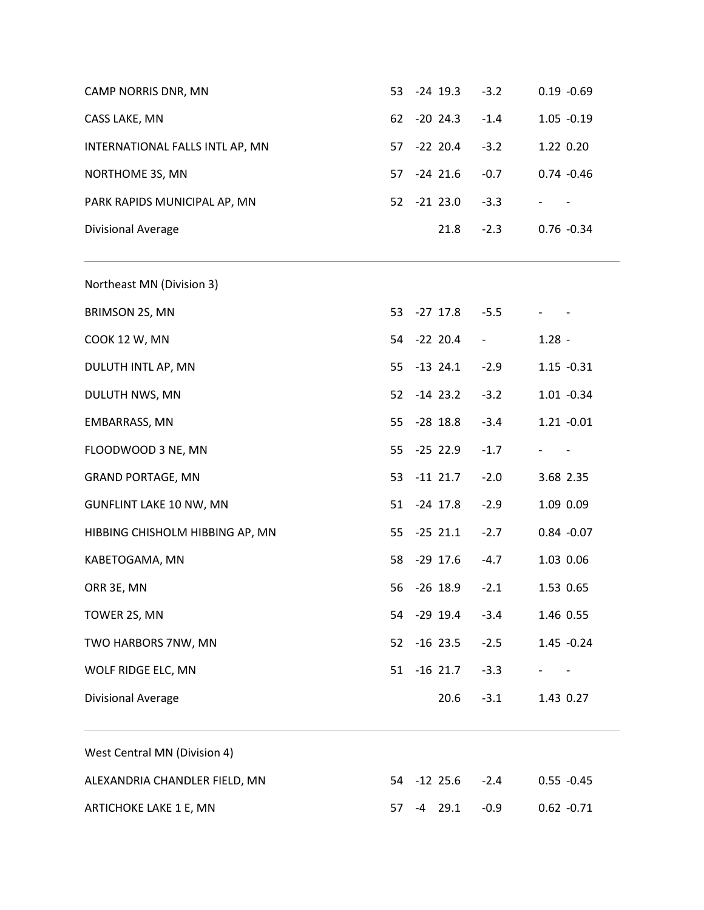| Station | Max | Min | Avg | Dep | Precip | Dep |
|---|---|---|---|---|---|---|
| CAMP NORRIS DNR, MN | 53 | -24 | 19.3 | -3.2 | 0.19 | -0.69 |
| CASS LAKE, MN | 62 | -20 | 24.3 | -1.4 | 1.05 | -0.19 |
| INTERNATIONAL FALLS INTL AP, MN | 57 | -22 | 20.4 | -3.2 | 1.22 | 0.20 |
| NORTHOME 3S, MN | 57 | -24 | 21.6 | -0.7 | 0.74 | -0.46 |
| PARK RAPIDS MUNICIPAL AP, MN | 52 | -21 | 23.0 | -3.3 | - | - |
| Divisional Average | | | 21.8 | -2.3 | 0.76 | -0.34 |

---

Northeast MN (Division 3)

| Station | Max | Min | Avg | Dep | Precip | Dep |
|---|---|---|---|---|---|---|
| BRIMSON 2S, MN | 53 | -27 | 17.8 | -5.5 | - | - |
| COOK 12 W, MN | 54 | -22 | 20.4 | - | 1.28 | - |
| DULUTH INTL AP, MN | 55 | -13 | 24.1 | -2.9 | 1.15 | -0.31 |
| DULUTH NWS, MN | 52 | -14 | 23.2 | -3.2 | 1.01 | -0.34 |
| EMBARRASS, MN | 55 | -28 | 18.8 | -3.4 | 1.21 | -0.01 |
| FLOODWOOD 3 NE, MN | 55 | -25 | 22.9 | -1.7 | - | - |
| GRAND PORTAGE, MN | 53 | -11 | 21.7 | -2.0 | 3.68 | 2.35 |
| GUNFLINT LAKE 10 NW, MN | 51 | -24 | 17.8 | -2.9 | 1.09 | 0.09 |
| HIBBING CHISHOLM HIBBING AP, MN | 55 | -25 | 21.1 | -2.7 | 0.84 | -0.07 |
| KABETOGAMA, MN | 58 | -29 | 17.6 | -4.7 | 1.03 | 0.06 |
| ORR 3E, MN | 56 | -26 | 18.9 | -2.1 | 1.53 | 0.65 |
| TOWER 2S, MN | 54 | -29 | 19.4 | -3.4 | 1.46 | 0.55 |
| TWO HARBORS 7NW, MN | 52 | -16 | 23.5 | -2.5 | 1.45 | -0.24 |
| WOLF RIDGE ELC, MN | 51 | -16 | 21.7 | -3.3 | - | - |
| Divisional Average | | | 20.6 | -3.1 | 1.43 | 0.27 |

---

West Central MN (Division 4)

| Station | Max | Min | Avg | Dep | Precip | Dep |
|---|---|---|---|---|---|---|
| ALEXANDRIA CHANDLER FIELD, MN | 54 | -12 | 25.6 | -2.4 | 0.55 | -0.45 |
| ARTICHOKE LAKE 1 E, MN | 57 | -4 | 29.1 | -0.9 | 0.62 | -0.71 |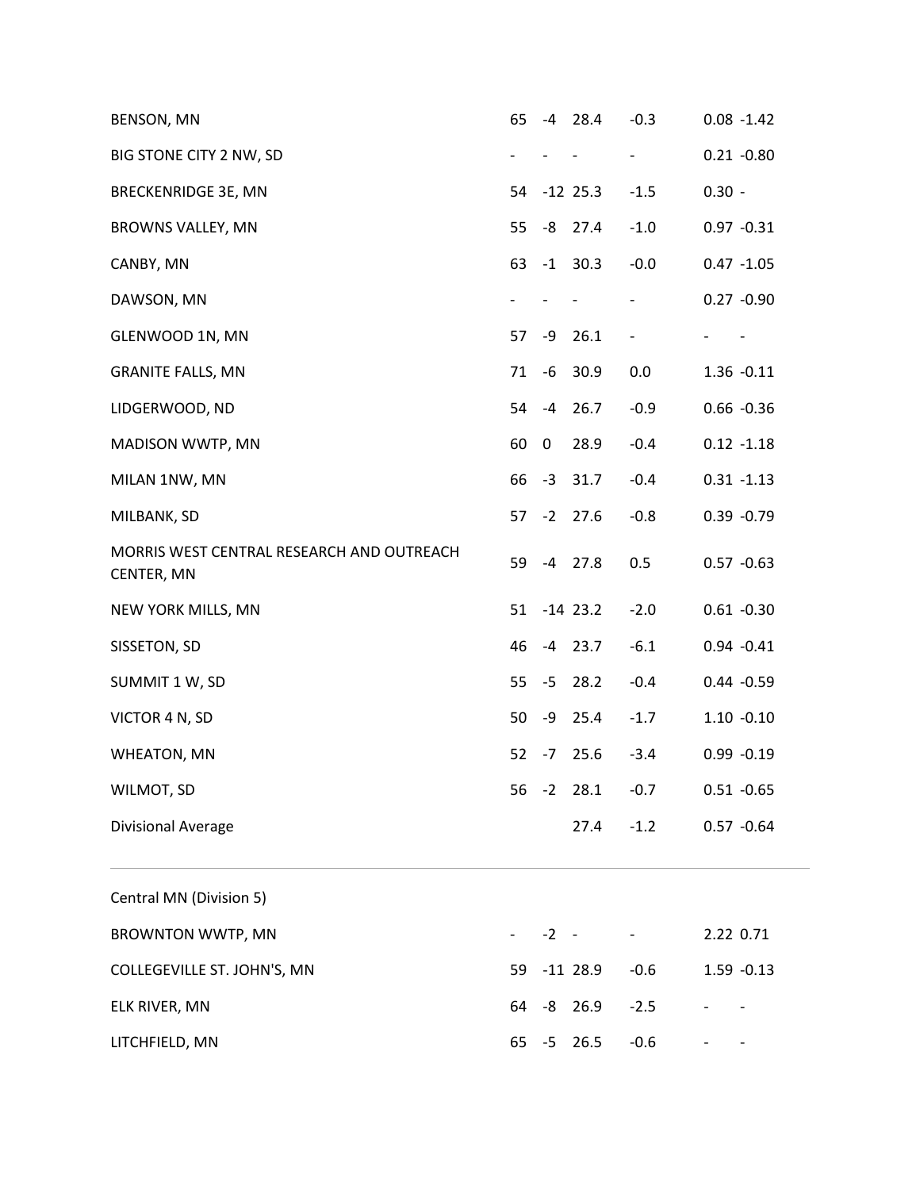| | | | | | | |
|---|---|---|---|---|---|---|
| BENSON, MN | 65 | -4 | 28.4 | -0.3 | 0.08 | -1.42 |
| BIG STONE CITY 2 NW, SD | - | - | - | - | 0.21 | -0.80 |
| BRECKENRIDGE 3E, MN | 54 | -12 | 25.3 | -1.5 | 0.30 | - |
| BROWNS VALLEY, MN | 55 | -8 | 27.4 | -1.0 | 0.97 | -0.31 |
| CANBY, MN | 63 | -1 | 30.3 | -0.0 | 0.47 | -1.05 |
| DAWSON, MN | - | - | - | - | 0.27 | -0.90 |
| GLENWOOD 1N, MN | 57 | -9 | 26.1 | - | - | - |
| GRANITE FALLS, MN | 71 | -6 | 30.9 | 0.0 | 1.36 | -0.11 |
| LIDGERWOOD, ND | 54 | -4 | 26.7 | -0.9 | 0.66 | -0.36 |
| MADISON WWTP, MN | 60 | 0 | 28.9 | -0.4 | 0.12 | -1.18 |
| MILAN 1NW, MN | 66 | -3 | 31.7 | -0.4 | 0.31 | -1.13 |
| MILBANK, SD | 57 | -2 | 27.6 | -0.8 | 0.39 | -0.79 |
| MORRIS WEST CENTRAL RESEARCH AND OUTREACH CENTER, MN | 59 | -4 | 27.8 | 0.5 | 0.57 | -0.63 |
| NEW YORK MILLS, MN | 51 | -14 | 23.2 | -2.0 | 0.61 | -0.30 |
| SISSETON, SD | 46 | -4 | 23.7 | -6.1 | 0.94 | -0.41 |
| SUMMIT 1 W, SD | 55 | -5 | 28.2 | -0.4 | 0.44 | -0.59 |
| VICTOR 4 N, SD | 50 | -9 | 25.4 | -1.7 | 1.10 | -0.10 |
| WHEATON, MN | 52 | -7 | 25.6 | -3.4 | 0.99 | -0.19 |
| WILMOT, SD | 56 | -2 | 28.1 | -0.7 | 0.51 | -0.65 |
| Divisional Average | | | 27.4 | -1.2 | 0.57 | -0.64 |

Central MN (Division 5)

| | | | | | | |
|---|---|---|---|---|---|---|
| BROWNTON WWTP, MN | - | -2 | - | - | 2.22 | 0.71 |
| COLLEGEVILLE ST. JOHN'S, MN | 59 | -11 | 28.9 | -0.6 | 1.59 | -0.13 |
| ELK RIVER, MN | 64 | -8 | 26.9 | -2.5 | - | - |
| LITCHFIELD, MN | 65 | -5 | 26.5 | -0.6 | - | - |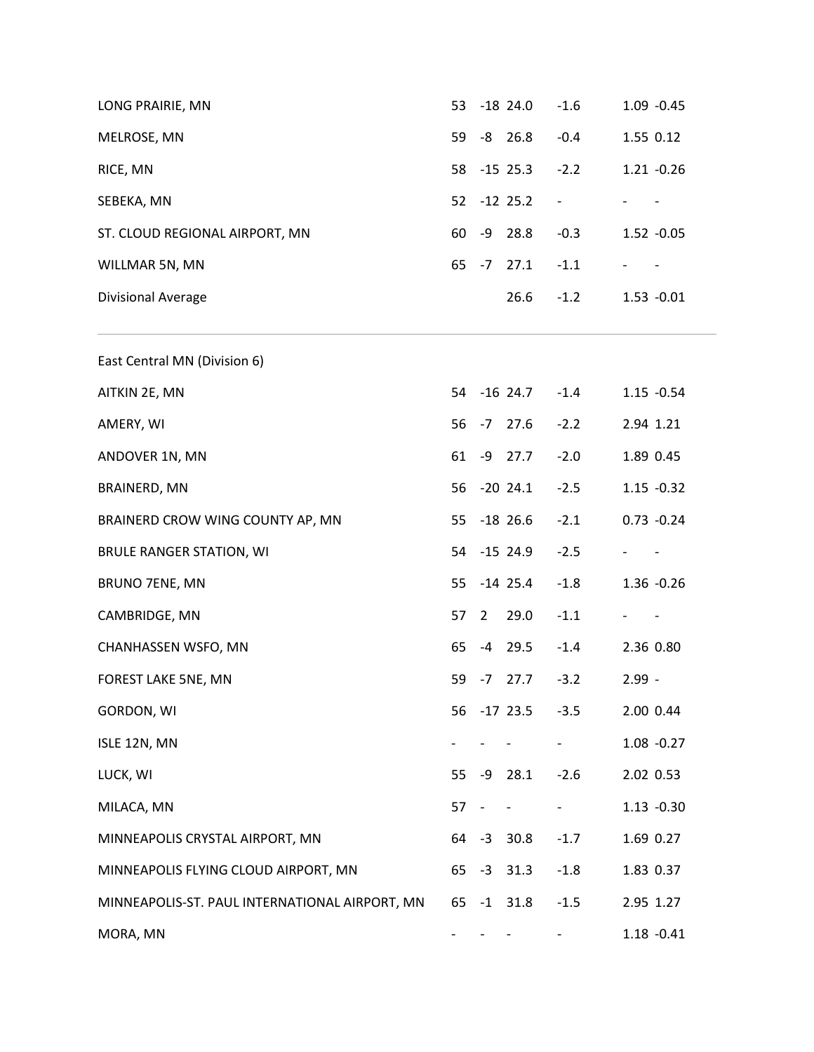| | | | | | | |
|---|---|---|---|---|---|---|
| LONG PRAIRIE, MN | 53 | -18 | 24.0 | -1.6 | 1.09 | -0.45 |
| MELROSE, MN | 59 | -8 | 26.8 | -0.4 | 1.55 | 0.12 |
| RICE, MN | 58 | -15 | 25.3 | -2.2 | 1.21 | -0.26 |
| SEBEKA, MN | 52 | -12 | 25.2 | - | - | - |
| ST. CLOUD REGIONAL AIRPORT, MN | 60 | -9 | 28.8 | -0.3 | 1.52 | -0.05 |
| WILLMAR 5N, MN | 65 | -7 | 27.1 | -1.1 | - | - |
| Divisional Average | | | 26.6 | -1.2 | 1.53 | -0.01 |

---

East Central MN (Division 6)

| | | | | | | |
|---|---|---|---|---|---|---|
| AITKIN 2E, MN | 54 | -16 | 24.7 | -1.4 | 1.15 | -0.54 |
| AMERY, WI | 56 | -7 | 27.6 | -2.2 | 2.94 | 1.21 |
| ANDOVER 1N, MN | 61 | -9 | 27.7 | -2.0 | 1.89 | 0.45 |
| BRAINERD, MN | 56 | -20 | 24.1 | -2.5 | 1.15 | -0.32 |
| BRAINERD CROW WING COUNTY AP, MN | 55 | -18 | 26.6 | -2.1 | 0.73 | -0.24 |
| BRULE RANGER STATION, WI | 54 | -15 | 24.9 | -2.5 | - | - |
| BRUNO 7ENE, MN | 55 | -14 | 25.4 | -1.8 | 1.36 | -0.26 |
| CAMBRIDGE, MN | 57 | 2 | 29.0 | -1.1 | - | - |
| CHANHASSEN WSFO, MN | 65 | -4 | 29.5 | -1.4 | 2.36 | 0.80 |
| FOREST LAKE 5NE, MN | 59 | -7 | 27.7 | -3.2 | 2.99 | - |
| GORDON, WI | 56 | -17 | 23.5 | -3.5 | 2.00 | 0.44 |
| ISLE 12N, MN | - | - | - | - | 1.08 | -0.27 |
| LUCK, WI | 55 | -9 | 28.1 | -2.6 | 2.02 | 0.53 |
| MILACA, MN | 57 | - | - | - | 1.13 | -0.30 |
| MINNEAPOLIS CRYSTAL AIRPORT, MN | 64 | -3 | 30.8 | -1.7 | 1.69 | 0.27 |
| MINNEAPOLIS FLYING CLOUD AIRPORT, MN | 65 | -3 | 31.3 | -1.8 | 1.83 | 0.37 |
| MINNEAPOLIS-ST. PAUL INTERNATIONAL AIRPORT, MN | 65 | -1 | 31.8 | -1.5 | 2.95 | 1.27 |
| MORA, MN | - | - | - | - | 1.18 | -0.41 |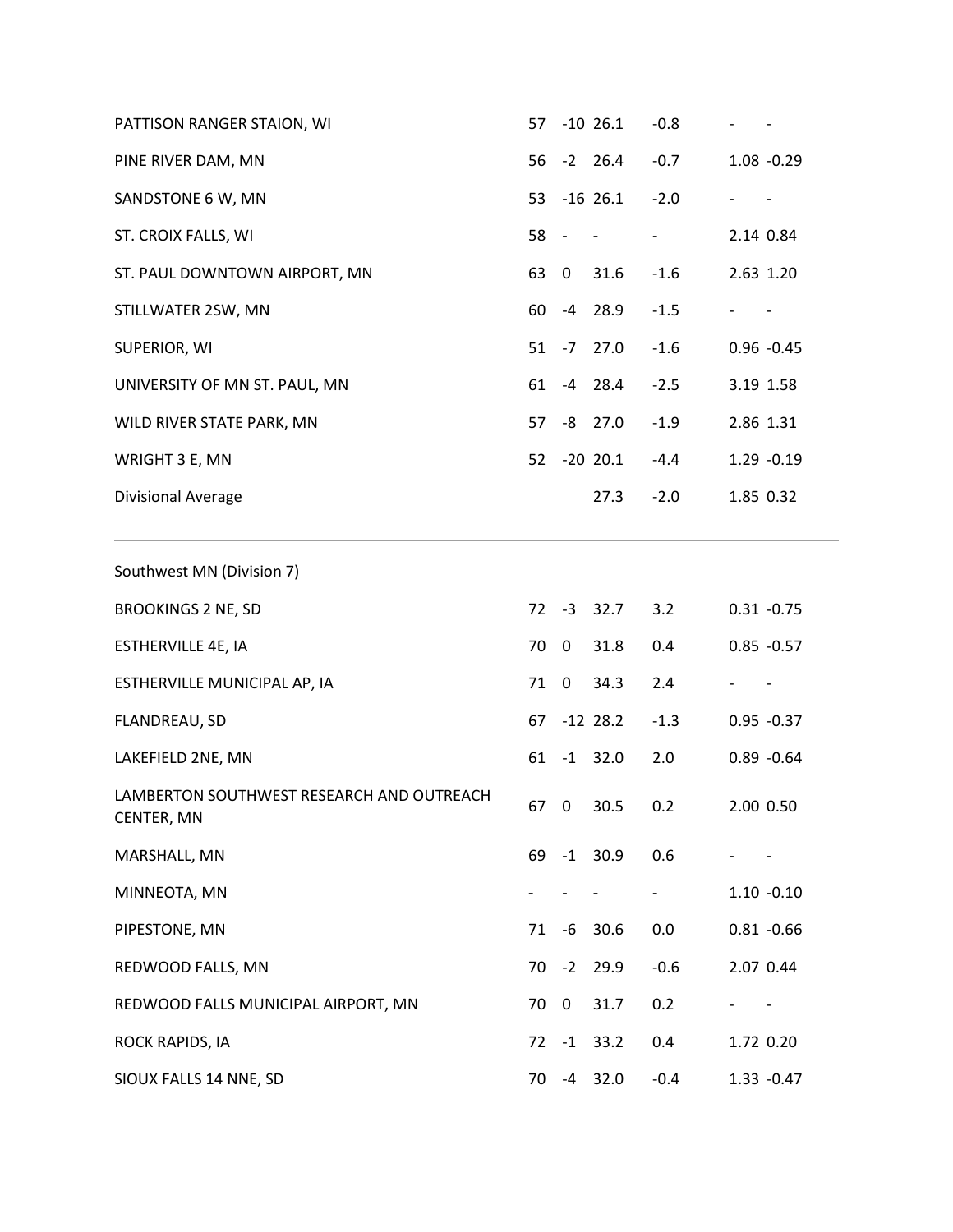| | | | | | | |
|---|---|---|---|---|---|---|
| PATTISON RANGER STAION, WI | 57 | -10 | 26.1 | -0.8 | - | - |
| PINE RIVER DAM, MN | 56 | -2 | 26.4 | -0.7 | 1.08 | -0.29 |
| SANDSTONE 6 W, MN | 53 | -16 | 26.1 | -2.0 | - | - |
| ST. CROIX FALLS, WI | 58 | - | - | - | 2.14 | 0.84 |
| ST. PAUL DOWNTOWN AIRPORT, MN | 63 | 0 | 31.6 | -1.6 | 2.63 | 1.20 |
| STILLWATER 2SW, MN | 60 | -4 | 28.9 | -1.5 | - | - |
| SUPERIOR, WI | 51 | -7 | 27.0 | -1.6 | 0.96 | -0.45 |
| UNIVERSITY OF MN ST. PAUL, MN | 61 | -4 | 28.4 | -2.5 | 3.19 | 1.58 |
| WILD RIVER STATE PARK, MN | 57 | -8 | 27.0 | -1.9 | 2.86 | 1.31 |
| WRIGHT 3 E, MN | 52 | -20 | 20.1 | -4.4 | 1.29 | -0.19 |
| Divisional Average | | | 27.3 | -2.0 | 1.85 | 0.32 |

---

Southwest MN (Division 7)

| | | | | | | |
|---|---|---|---|---|---|---|
| BROOKINGS 2 NE, SD | 72 | -3 | 32.7 | 3.2 | 0.31 | -0.75 |
| ESTHERVILLE 4E, IA | 70 | 0 | 31.8 | 0.4 | 0.85 | -0.57 |
| ESTHERVILLE MUNICIPAL AP, IA | 71 | 0 | 34.3 | 2.4 | - | - |
| FLANDREAU, SD | 67 | -12 | 28.2 | -1.3 | 0.95 | -0.37 |
| LAKEFIELD 2NE, MN | 61 | -1 | 32.0 | 2.0 | 0.89 | -0.64 |
| LAMBERTON SOUTHWEST RESEARCH AND OUTREACH CENTER, MN | 67 | 0 | 30.5 | 0.2 | 2.00 | 0.50 |
| MARSHALL, MN | 69 | -1 | 30.9 | 0.6 | - | - |
| MINNEOTA, MN | - | - | - | - | 1.10 | -0.10 |
| PIPESTONE, MN | 71 | -6 | 30.6 | 0.0 | 0.81 | -0.66 |
| REDWOOD FALLS, MN | 70 | -2 | 29.9 | -0.6 | 2.07 | 0.44 |
| REDWOOD FALLS MUNICIPAL AIRPORT, MN | 70 | 0 | 31.7 | 0.2 | - | - |
| ROCK RAPIDS, IA | 72 | -1 | 33.2 | 0.4 | 1.72 | 0.20 |
| SIOUX FALLS 14 NNE, SD | 70 | -4 | 32.0 | -0.4 | 1.33 | -0.47 |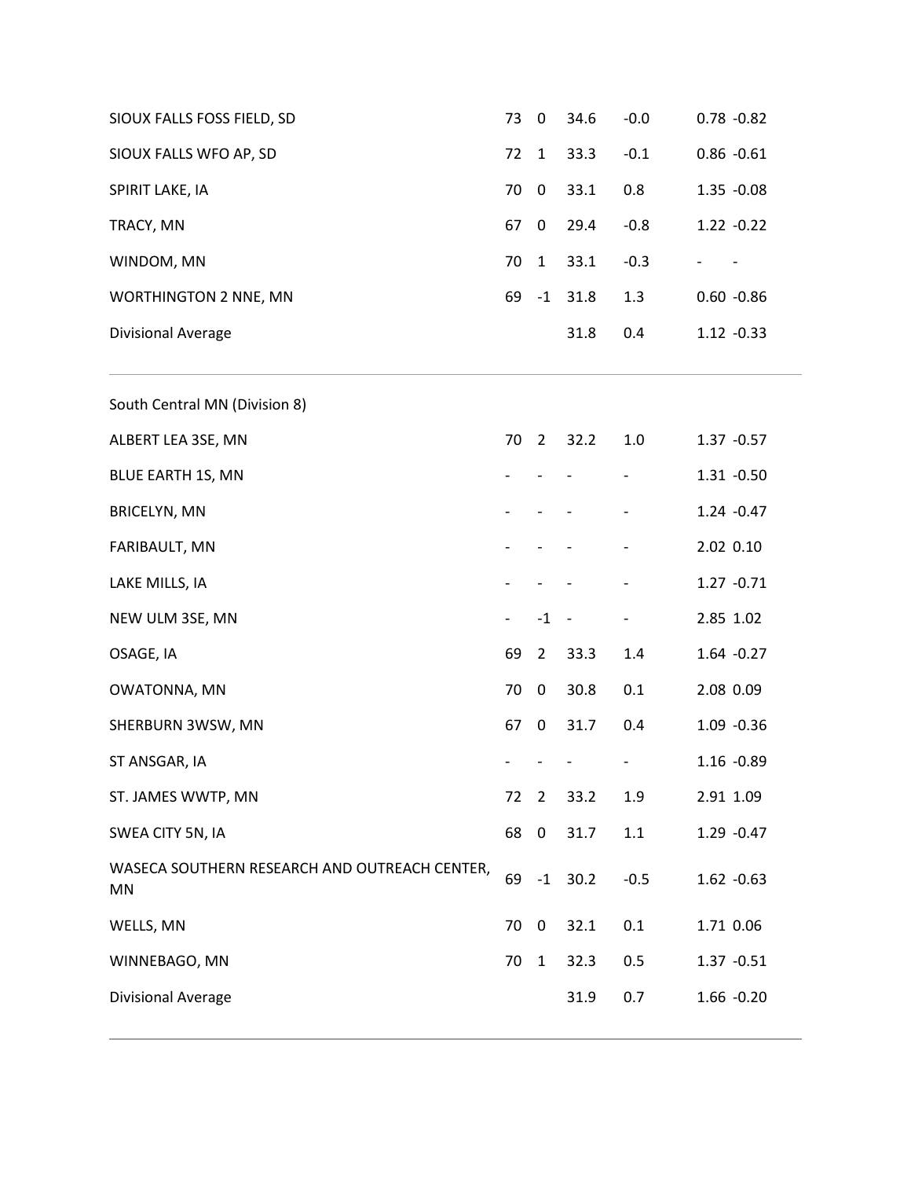| | | | | | | |
|---|---|---|---|---|---|---|
| SIOUX FALLS FOSS FIELD, SD | 73 | 0 | 34.6 | -0.0 | 0.78 | -0.82 |
| SIOUX FALLS WFO AP, SD | 72 | 1 | 33.3 | -0.1 | 0.86 | -0.61 |
| SPIRIT LAKE, IA | 70 | 0 | 33.1 | 0.8 | 1.35 | -0.08 |
| TRACY, MN | 67 | 0 | 29.4 | -0.8 | 1.22 | -0.22 |
| WINDOM, MN | 70 | 1 | 33.1 | -0.3 | - | - |
| WORTHINGTON 2 NNE, MN | 69 | -1 | 31.8 | 1.3 | 0.60 | -0.86 |
| Divisional Average | | | 31.8 | 0.4 | 1.12 | -0.33 |

---

South Central MN (Division 8)

| | | | | | | |
|---|---|---|---|---|---|---|
| ALBERT LEA 3SE, MN | 70 | 2 | 32.2 | 1.0 | 1.37 | -0.57 |
| BLUE EARTH 1S, MN | - | - | - | - | 1.31 | -0.50 |
| BRICELYN, MN | - | - | - | - | 1.24 | -0.47 |
| FARIBAULT, MN | - | - | - | - | 2.02 | 0.10 |
| LAKE MILLS, IA | - | - | - | - | 1.27 | -0.71 |
| NEW ULM 3SE, MN | - | -1 | - | - | 2.85 | 1.02 |
| OSAGE, IA | 69 | 2 | 33.3 | 1.4 | 1.64 | -0.27 |
| OWATONNA, MN | 70 | 0 | 30.8 | 0.1 | 2.08 | 0.09 |
| SHERBURN 3WSW, MN | 67 | 0 | 31.7 | 0.4 | 1.09 | -0.36 |
| ST ANSGAR, IA | - | - | - | - | 1.16 | -0.89 |
| ST. JAMES WWTP, MN | 72 | 2 | 33.2 | 1.9 | 2.91 | 1.09 |
| SWEA CITY 5N, IA | 68 | 0 | 31.7 | 1.1 | 1.29 | -0.47 |
| WASECA SOUTHERN RESEARCH AND OUTREACH CENTER, MN | 69 | -1 | 30.2 | -0.5 | 1.62 | -0.63 |
| WELLS, MN | 70 | 0 | 32.1 | 0.1 | 1.71 | 0.06 |
| WINNEBAGO, MN | 70 | 1 | 32.3 | 0.5 | 1.37 | -0.51 |
| Divisional Average | | | 31.9 | 0.7 | 1.66 | -0.20 |

---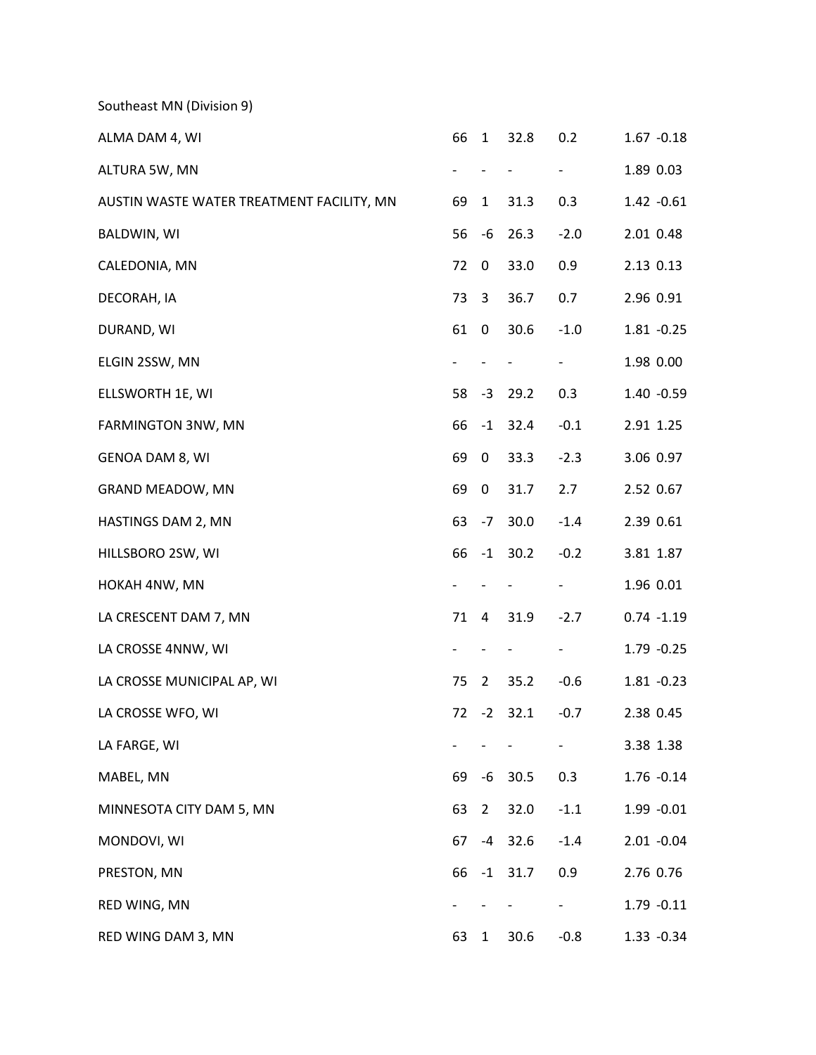Southeast MN (Division 9)

| | | | | | | |
|---|---|---|---|---|---|---|
| ALMA DAM 4, WI | 66 | 1 | 32.8 | 0.2 | 1.67 | -0.18 |
| ALTURA 5W, MN | - | - | - | - | 1.89 | 0.03 |
| AUSTIN WASTE WATER TREATMENT FACILITY, MN | 69 | 1 | 31.3 | 0.3 | 1.42 | -0.61 |
| BALDWIN, WI | 56 | -6 | 26.3 | -2.0 | 2.01 | 0.48 |
| CALEDONIA, MN | 72 | 0 | 33.0 | 0.9 | 2.13 | 0.13 |
| DECORAH, IA | 73 | 3 | 36.7 | 0.7 | 2.96 | 0.91 |
| DURAND, WI | 61 | 0 | 30.6 | -1.0 | 1.81 | -0.25 |
| ELGIN 2SSW, MN | - | - | - | - | 1.98 | 0.00 |
| ELLSWORTH 1E, WI | 58 | -3 | 29.2 | 0.3 | 1.40 | -0.59 |
| FARMINGTON 3NW, MN | 66 | -1 | 32.4 | -0.1 | 2.91 | 1.25 |
| GENOA DAM 8, WI | 69 | 0 | 33.3 | -2.3 | 3.06 | 0.97 |
| GRAND MEADOW, MN | 69 | 0 | 31.7 | 2.7 | 2.52 | 0.67 |
| HASTINGS DAM 2, MN | 63 | -7 | 30.0 | -1.4 | 2.39 | 0.61 |
| HILLSBORO 2SW, WI | 66 | -1 | 30.2 | -0.2 | 3.81 | 1.87 |
| HOKAH 4NW, MN | - | - | - | - | 1.96 | 0.01 |
| LA CRESCENT DAM 7, MN | 71 | 4 | 31.9 | -2.7 | 0.74 | -1.19 |
| LA CROSSE 4NNW, WI | - | - | - | - | 1.79 | -0.25 |
| LA CROSSE MUNICIPAL AP, WI | 75 | 2 | 35.2 | -0.6 | 1.81 | -0.23 |
| LA CROSSE WFO, WI | 72 | -2 | 32.1 | -0.7 | 2.38 | 0.45 |
| LA FARGE, WI | - | - | - | - | 3.38 | 1.38 |
| MABEL, MN | 69 | -6 | 30.5 | 0.3 | 1.76 | -0.14 |
| MINNESOTA CITY DAM 5, MN | 63 | 2 | 32.0 | -1.1 | 1.99 | -0.01 |
| MONDOVI, WI | 67 | -4 | 32.6 | -1.4 | 2.01 | -0.04 |
| PRESTON, MN | 66 | -1 | 31.7 | 0.9 | 2.76 | 0.76 |
| RED WING, MN | - | - | - | - | 1.79 | -0.11 |
| RED WING DAM 3, MN | 63 | 1 | 30.6 | -0.8 | 1.33 | -0.34 |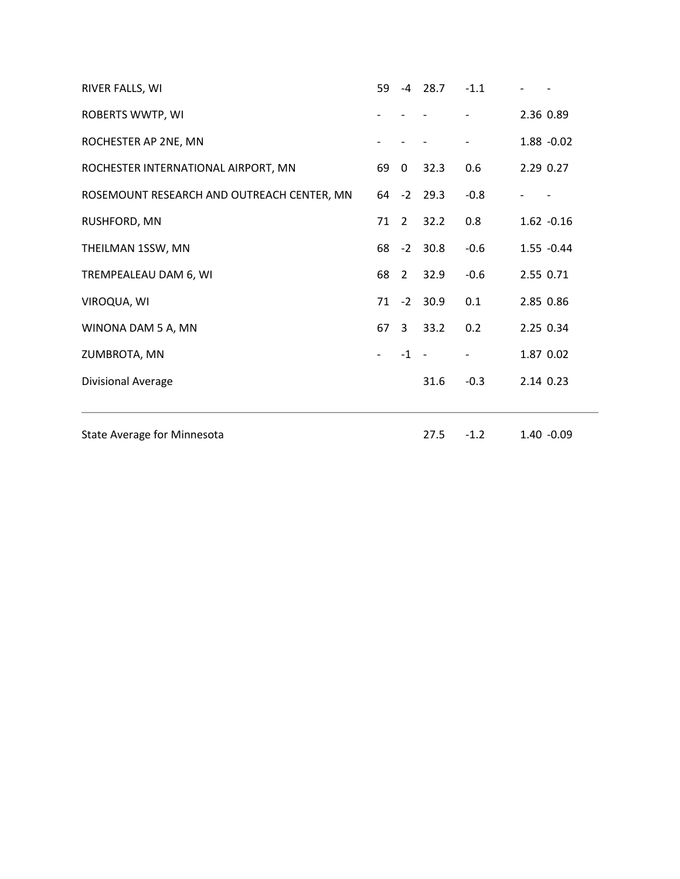| | | | | | | |
|---|---|---|---|---|---|---|
| RIVER FALLS, WI | 59 | -4 | 28.7 | -1.1 | - | - |
| ROBERTS WWTP, WI | - | - | - | - | 2.36 | 0.89 |
| ROCHESTER AP 2NE, MN | - | - | - | - | 1.88 | -0.02 |
| ROCHESTER INTERNATIONAL AIRPORT, MN | 69 | 0 | 32.3 | 0.6 | 2.29 | 0.27 |
| ROSEMOUNT RESEARCH AND OUTREACH CENTER, MN | 64 | -2 | 29.3 | -0.8 | - | - |
| RUSHFORD, MN | 71 | 2 | 32.2 | 0.8 | 1.62 | -0.16 |
| THEILMAN 1SSW, MN | 68 | -2 | 30.8 | -0.6 | 1.55 | -0.44 |
| TREMPEALEAU DAM 6, WI | 68 | 2 | 32.9 | -0.6 | 2.55 | 0.71 |
| VIROQUA, WI | 71 | -2 | 30.9 | 0.1 | 2.85 | 0.86 |
| WINONA DAM 5 A, MN | 67 | 3 | 33.2 | 0.2 | 2.25 | 0.34 |
| ZUMBROTA, MN | - | -1 | - | - | 1.87 | 0.02 |
| Divisional Average | | | 31.6 | -0.3 | 2.14 | 0.23 |
| State Average for Minnesota | | | 27.5 | -1.2 | 1.40 | -0.09 |